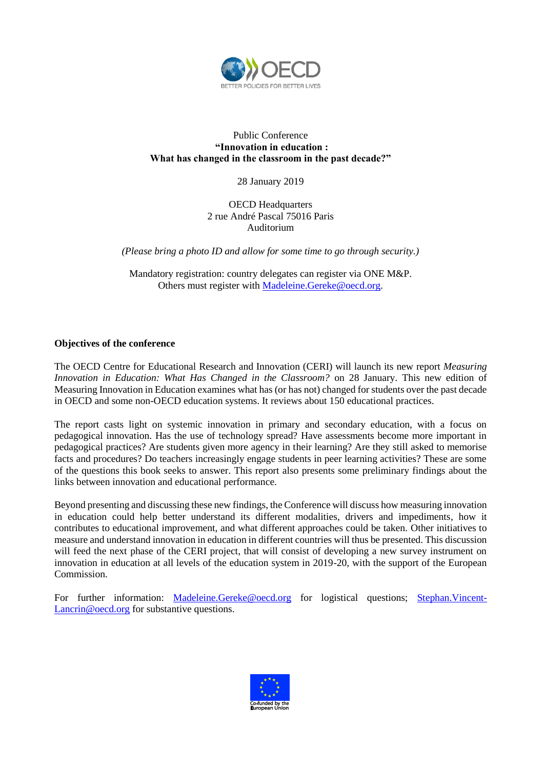Public Conference
**"Innovation in education :**
**What has changed in the classroom in the past decade?"**

28 January 2019

OECD Headquarters
2 rue André Pascal 75016 Paris
Auditorium

*(Please bring a photo ID and allow for some time to go through security.)*

Mandatory registration: country delegates can register via ONE M&P.
Others must register with Madeleine.Gereke@oecd.org.

**Objectives of the conference**

The OECD Centre for Educational Research and Innovation (CERI) will launch its new report *Measuring Innovation in Education: What Has Changed in the Classroom?* on 28 January. This new edition of Measuring Innovation in Education examines what has (or has not) changed for students over the past decade in OECD and some non-OECD education systems. It reviews about 150 educational practices.

The report casts light on systemic innovation in primary and secondary education, with a focus on pedagogical innovation. Has the use of technology spread? Have assessments become more important in pedagogical practices? Are students given more agency in their learning? Are they still asked to memorise facts and procedures? Do teachers increasingly engage students in peer learning activities? These are some of the questions this book seeks to answer. This report also presents some preliminary findings about the links between innovation and educational performance.

Beyond presenting and discussing these new findings, the Conference will discuss how measuring innovation in education could help better understand its different modalities, drivers and impediments, how it contributes to educational improvement, and what different approaches could be taken. Other initiatives to measure and understand innovation in education in different countries will thus be presented. This discussion will feed the next phase of the CERI project, that will consist of developing a new survey instrument on innovation in education at all levels of the education system in 2019-20, with the support of the European Commission.

For further information: Madeleine.Gereke@oecd.org for logistical questions; Stephan.Vincent-Lancrin@oecd.org for substantive questions.

Co-funded by the European Union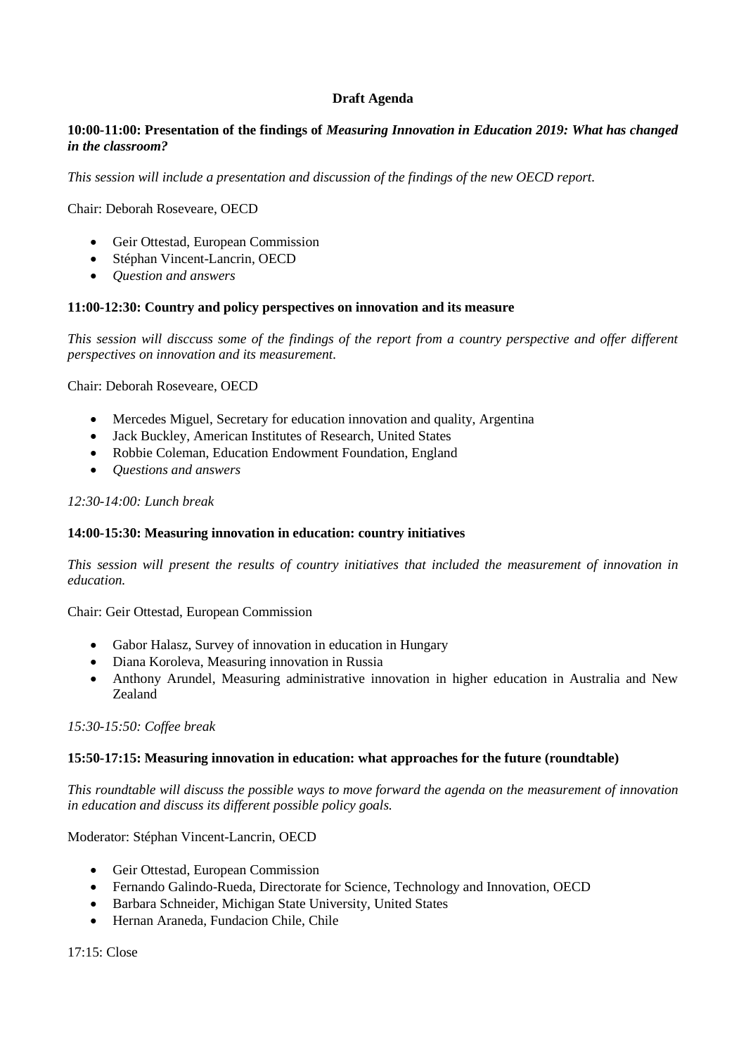**Draft Agenda**

**10:00-11:00: Presentation of the findings of *Measuring Innovation in Education 2019: What has changed in the classroom?***

*This session will include a presentation and discussion of the findings of the new OECD report.*

Chair: Deborah Roseveare, OECD

- Geir Ottestad, European Commission
- Stéphan Vincent-Lancrin, OECD
- *Question and answers*

**11:00-12:30: Country and policy perspectives on innovation and its measure**

*This session will disccuss some of the findings of the report from a country perspective and offer different perspectives on innovation and its measurement.*

Chair: Deborah Roseveare, OECD

- Mercedes Miguel, Secretary for education innovation and quality, Argentina
- Jack Buckley, American Institutes of Research, United States
- Robbie Coleman, Education Endowment Foundation, England
- *Questions and answers*

*12:30-14:00: Lunch break*

**14:00-15:30: Measuring innovation in education: country initiatives**

*This session will present the results of country initiatives that included the measurement of innovation in education.*

Chair: Geir Ottestad, European Commission

- Gabor Halasz, Survey of innovation in education in Hungary
- Diana Koroleva, Measuring innovation in Russia
- Anthony Arundel, Measuring administrative innovation in higher education in Australia and New Zealand

*15:30-15:50: Coffee break*

**15:50-17:15: Measuring innovation in education: what approaches for the future (roundtable)**

*This roundtable will discuss the possible ways to move forward the agenda on the measurement of innovation in education and discuss its different possible policy goals.*

Moderator: Stéphan Vincent-Lancrin, OECD

- Geir Ottestad, European Commission
- Fernando Galindo-Rueda, Directorate for Science, Technology and Innovation, OECD
- Barbara Schneider, Michigan State University, United States
- Hernan Araneda, Fundacion Chile, Chile

17:15: Close